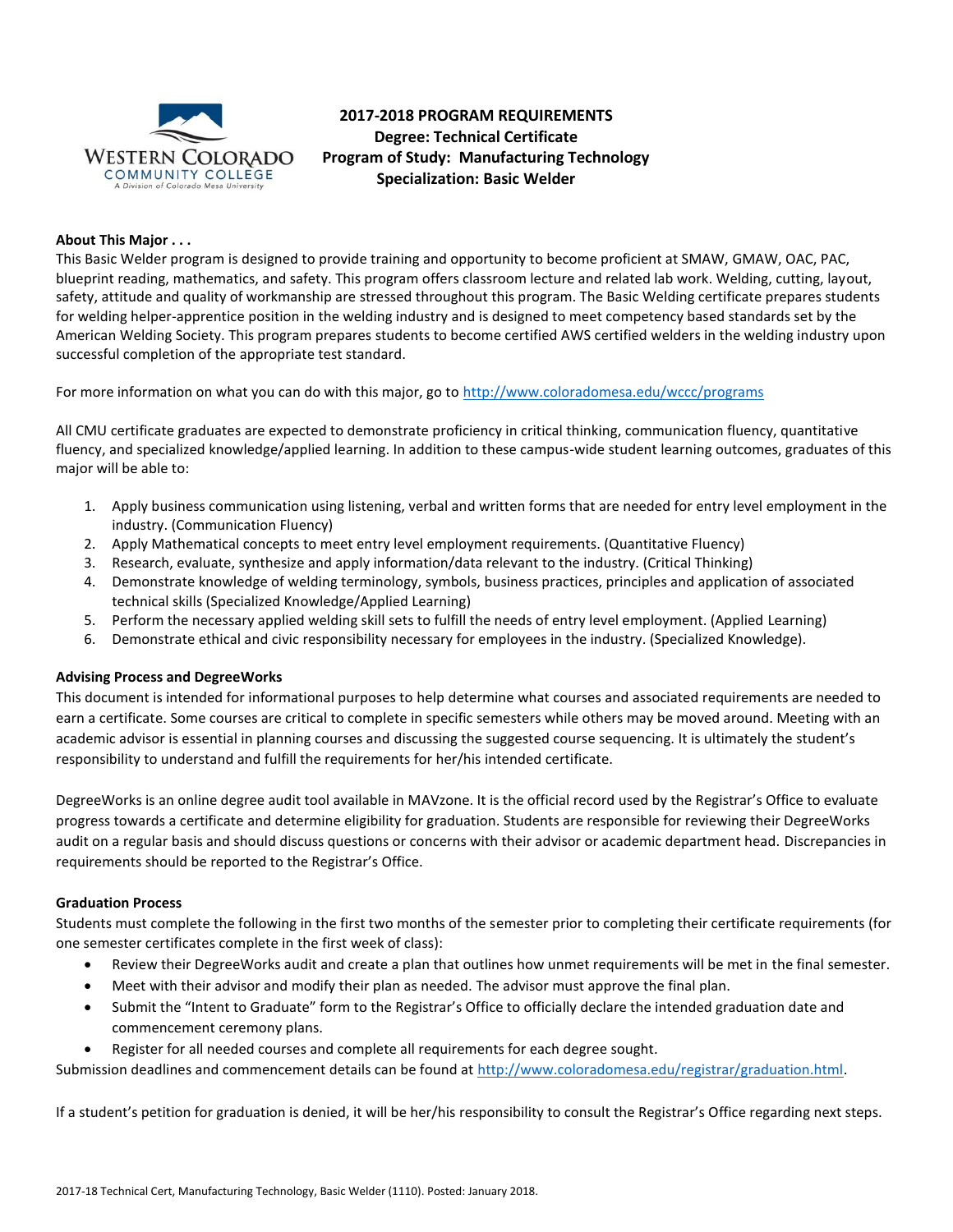**2017-2018 PROGRAM REQUIREMENTS**
**Degree: Technical Certificate**
**Program of Study: Manufacturing Technology**
**Specialization: Basic Welder**

**About This Major . . .**

This Basic Welder program is designed to provide training and opportunity to become proficient at SMAW, GMAW, OAC, PAC, blueprint reading, mathematics, and safety. This program offers classroom lecture and related lab work. Welding, cutting, layout, safety, attitude and quality of workmanship are stressed throughout this program. The Basic Welding certificate prepares students for welding helper-apprentice position in the welding industry and is designed to meet competency based standards set by the American Welding Society. This program prepares students to become certified AWS certified welders in the welding industry upon successful completion of the appropriate test standard.

For more information on what you can do with this major, go to http://www.coloradomesa.edu/wccc/programs

All CMU certificate graduates are expected to demonstrate proficiency in critical thinking, communication fluency, quantitative fluency, and specialized knowledge/applied learning. In addition to these campus-wide student learning outcomes, graduates of this major will be able to:

1. Apply business communication using listening, verbal and written forms that are needed for entry level employment in the industry. (Communication Fluency)
2. Apply Mathematical concepts to meet entry level employment requirements. (Quantitative Fluency)
3. Research, evaluate, synthesize and apply information/data relevant to the industry. (Critical Thinking)
4. Demonstrate knowledge of welding terminology, symbols, business practices, principles and application of associated technical skills (Specialized Knowledge/Applied Learning)
5. Perform the necessary applied welding skill sets to fulfill the needs of entry level employment. (Applied Learning)
6. Demonstrate ethical and civic responsibility necessary for employees in the industry. (Specialized Knowledge).

**Advising Process and DegreeWorks**

This document is intended for informational purposes to help determine what courses and associated requirements are needed to earn a certificate. Some courses are critical to complete in specific semesters while others may be moved around. Meeting with an academic advisor is essential in planning courses and discussing the suggested course sequencing. It is ultimately the student's responsibility to understand and fulfill the requirements for her/his intended certificate.

DegreeWorks is an online degree audit tool available in MAVzone. It is the official record used by the Registrar's Office to evaluate progress towards a certificate and determine eligibility for graduation. Students are responsible for reviewing their DegreeWorks audit on a regular basis and should discuss questions or concerns with their advisor or academic department head. Discrepancies in requirements should be reported to the Registrar's Office.

**Graduation Process**

Students must complete the following in the first two months of the semester prior to completing their certificate requirements (for one semester certificates complete in the first week of class):

- Review their DegreeWorks audit and create a plan that outlines how unmet requirements will be met in the final semester.
- Meet with their advisor and modify their plan as needed. The advisor must approve the final plan.
- Submit the "Intent to Graduate" form to the Registrar's Office to officially declare the intended graduation date and commencement ceremony plans.
- Register for all needed courses and complete all requirements for each degree sought.

Submission deadlines and commencement details can be found at http://www.coloradomesa.edu/registrar/graduation.html.

If a student's petition for graduation is denied, it will be her/his responsibility to consult the Registrar's Office regarding next steps.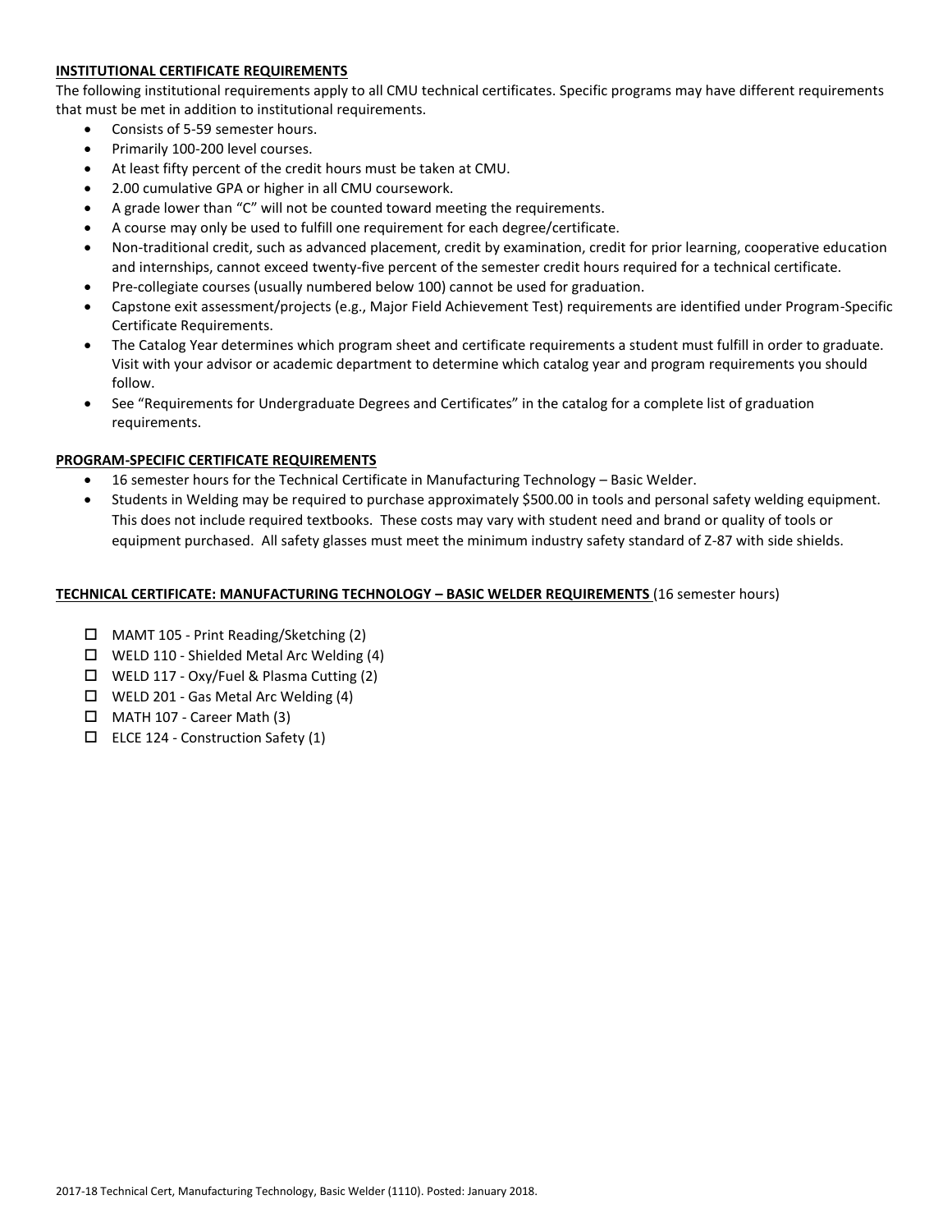## INSTITUTIONAL CERTIFICATE REQUIREMENTS

The following institutional requirements apply to all CMU technical certificates. Specific programs may have different requirements that must be met in addition to institutional requirements.

- Consists of 5-59 semester hours.
- Primarily 100-200 level courses.
- At least fifty percent of the credit hours must be taken at CMU.
- 2.00 cumulative GPA or higher in all CMU coursework.
- A grade lower than "C" will not be counted toward meeting the requirements.
- A course may only be used to fulfill one requirement for each degree/certificate.
- Non-traditional credit, such as advanced placement, credit by examination, credit for prior learning, cooperative education and internships, cannot exceed twenty-five percent of the semester credit hours required for a technical certificate.
- Pre-collegiate courses (usually numbered below 100) cannot be used for graduation.
- Capstone exit assessment/projects (e.g., Major Field Achievement Test) requirements are identified under Program-Specific Certificate Requirements.
- The Catalog Year determines which program sheet and certificate requirements a student must fulfill in order to graduate. Visit with your advisor or academic department to determine which catalog year and program requirements you should follow.
- See "Requirements for Undergraduate Degrees and Certificates" in the catalog for a complete list of graduation requirements.

## PROGRAM-SPECIFIC CERTIFICATE REQUIREMENTS

- 16 semester hours for the Technical Certificate in Manufacturing Technology – Basic Welder.
- Students in Welding may be required to purchase approximately $500.00 in tools and personal safety welding equipment. This does not include required textbooks. These costs may vary with student need and brand or quality of tools or equipment purchased. All safety glasses must meet the minimum industry safety standard of Z-87 with side shields.

## TECHNICAL CERTIFICATE: MANUFACTURING TECHNOLOGY – BASIC WELDER REQUIREMENTS (16 semester hours)

- ☐ MAMT 105 - Print Reading/Sketching (2)
- ☐ WELD 110 - Shielded Metal Arc Welding (4)
- ☐ WELD 117 - Oxy/Fuel & Plasma Cutting (2)
- ☐ WELD 201 - Gas Metal Arc Welding (4)
- ☐ MATH 107 - Career Math (3)
- ☐ ELCE 124 - Construction Safety (1)

2017-18 Technical Cert, Manufacturing Technology, Basic Welder (1110). Posted: January 2018.